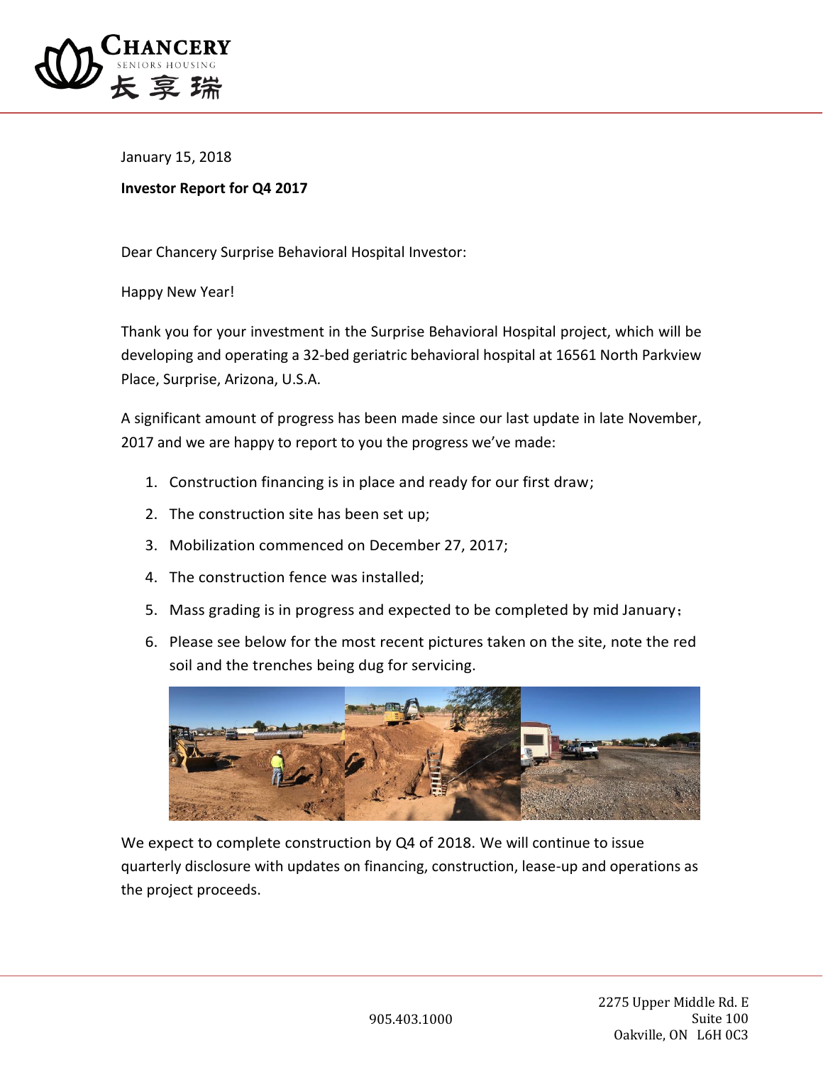January 15, 2018

**Investor Report for Q4 2017**

Dear Chancery Surprise Behavioral Hospital Investor:

Happy New Year!

Thank you for your investment in the Surprise Behavioral Hospital project, which will be developing and operating a 32-bed geriatric behavioral hospital at 16561 North Parkview Place, Surprise, Arizona, U.S.A.

A significant amount of progress has been made since our last update in late November, 2017 and we are happy to report to you the progress we've made:

1. Construction financing is in place and ready for our first draw;
2. The construction site has been set up;
3. Mobilization commenced on December 27, 2017;
4. The construction fence was installed;
5. Mass grading is in progress and expected to be completed by mid January；
6. Please see below for the most recent pictures taken on the site, note the red soil and the trenches being dug for servicing.

We expect to complete construction by Q4 of 2018. We will continue to issue quarterly disclosure with updates on financing, construction, lease-up and operations as the project proceeds.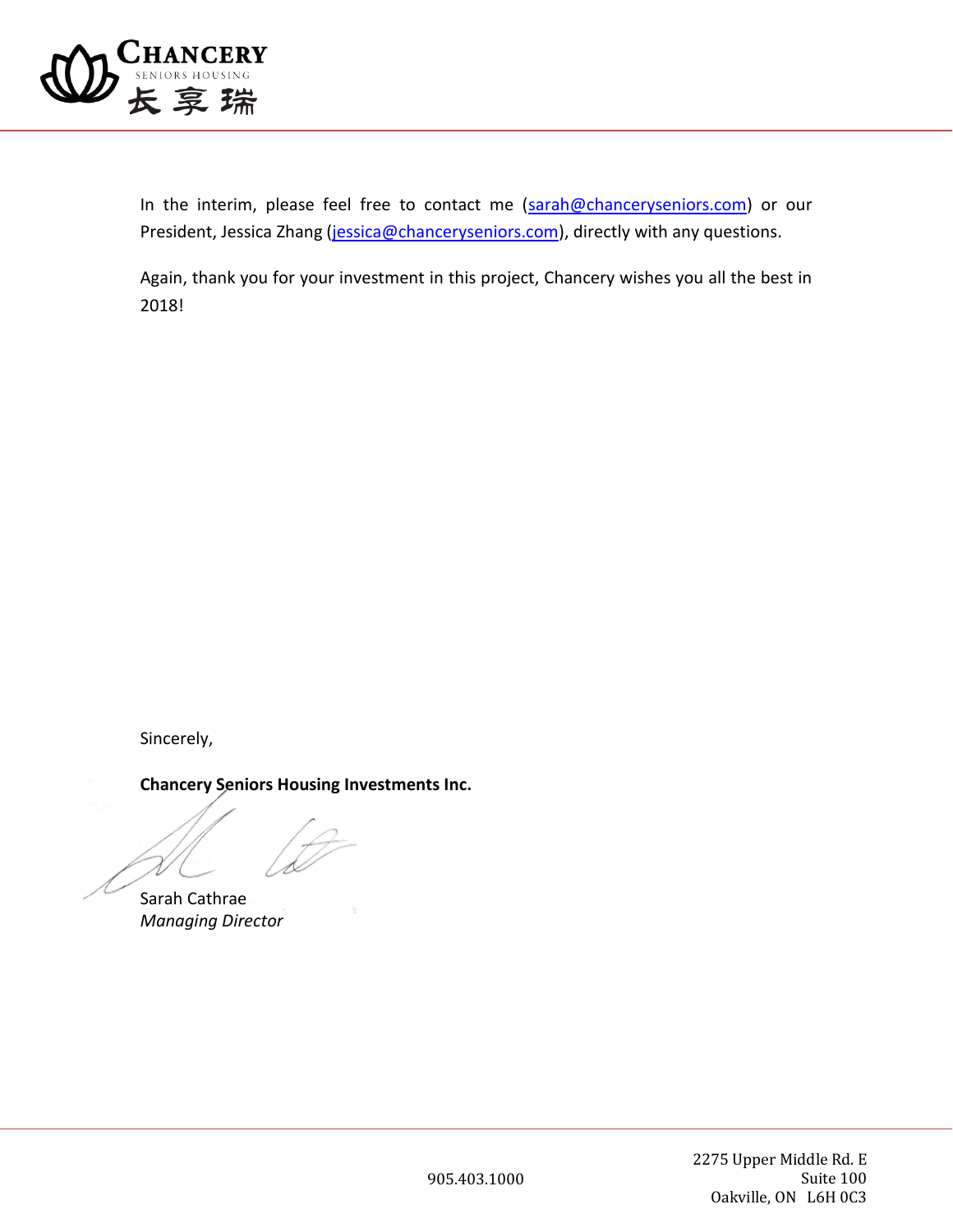In the interim, please feel free to contact me (sarah@chancerysenior.com) or our President, Jessica Zhang (jessica@chancerysenior.com), directly with any questions.

Again, thank you for your investment in this project, Chancery wishes you all the best in 2018!

Sincerely,

**Chancery Seniors Housing Investments Inc.**

Sarah Cathrae
*Managing Director*